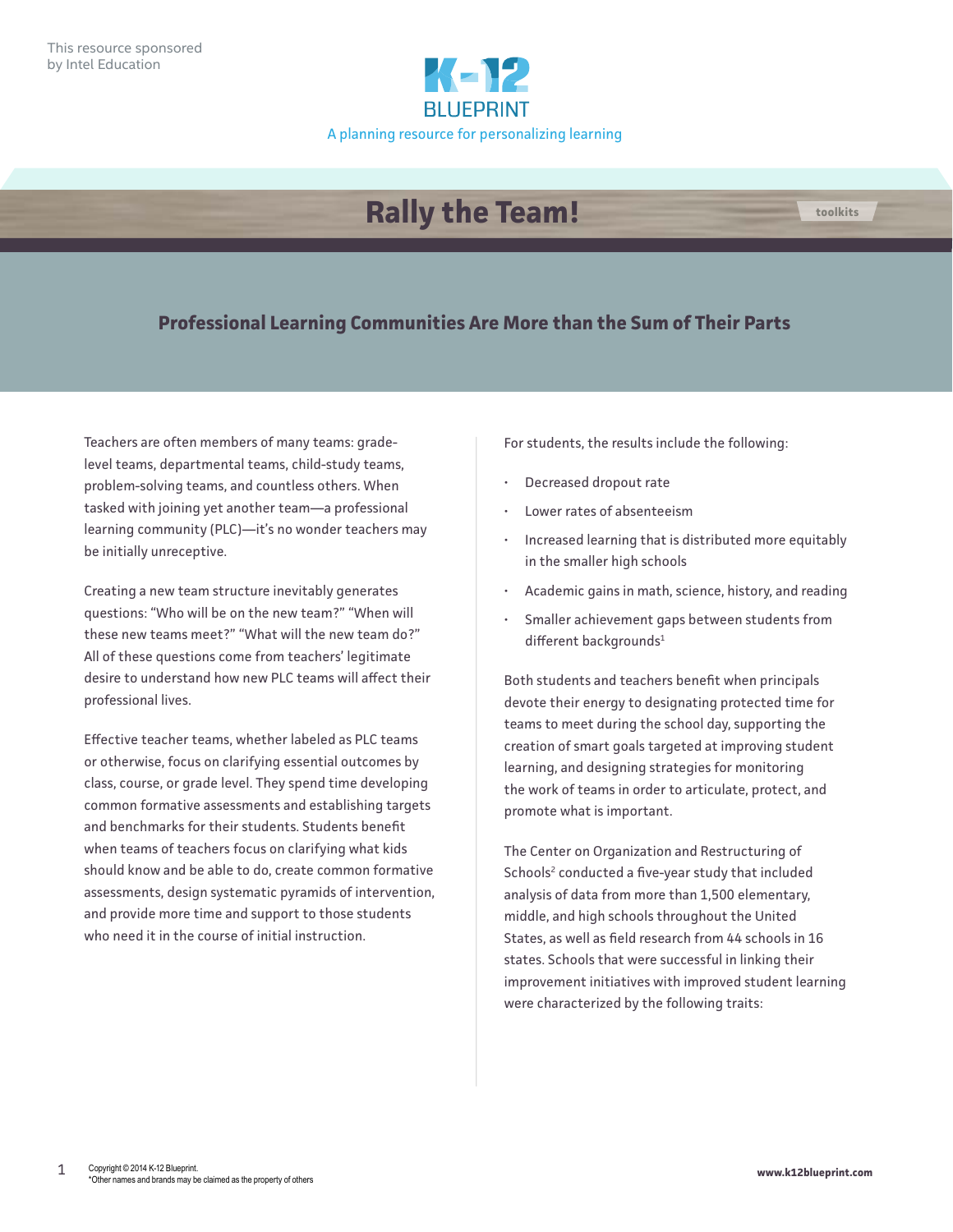This resource sponsored by Intel Education

K-12 BLUEPRINT

A planning resource for personalizing learning

# Rally the Team!

toolkits

## Professional Learning Communities Are More than the Sum of Their Parts

Teachers are often members of many teams: grade-level teams, departmental teams, child-study teams, problem-solving teams, and countless others. When tasked with joining yet another team—a professional learning community (PLC)—it's no wonder teachers may be initially unreceptive.

Creating a new team structure inevitably generates questions: "Who will be on the new team?" "When will these new teams meet?" "What will the new team do?" All of these questions come from teachers' legitimate desire to understand how new PLC teams will affect their professional lives.

Effective teacher teams, whether labeled as PLC teams or otherwise, focus on clarifying essential outcomes by class, course, or grade level. They spend time developing common formative assessments and establishing targets and benchmarks for their students. Students benefit when teams of teachers focus on clarifying what kids should know and be able to do, create common formative assessments, design systematic pyramids of intervention, and provide more time and support to those students who need it in the course of initial instruction.

For students, the results include the following:

- Decreased dropout rate
- Lower rates of absenteeism
- Increased learning that is distributed more equitably in the smaller high schools
- Academic gains in math, science, history, and reading
- Smaller achievement gaps between students from different backgrounds[1]

Both students and teachers benefit when principals devote their energy to designating protected time for teams to meet during the school day, supporting the creation of smart goals targeted at improving student learning, and designing strategies for monitoring the work of teams in order to articulate, protect, and promote what is important.

The Center on Organization and Restructuring of Schools[2] conducted a five-year study that included analysis of data from more than 1,500 elementary, middle, and high schools throughout the United States, as well as field research from 44 schools in 16 states. Schools that were successful in linking their improvement initiatives with improved student learning were characterized by the following traits:

Copyright © 2014 K-12 Blueprint.
*Other names and brands may be claimed as the property of others

www.k12blueprint.com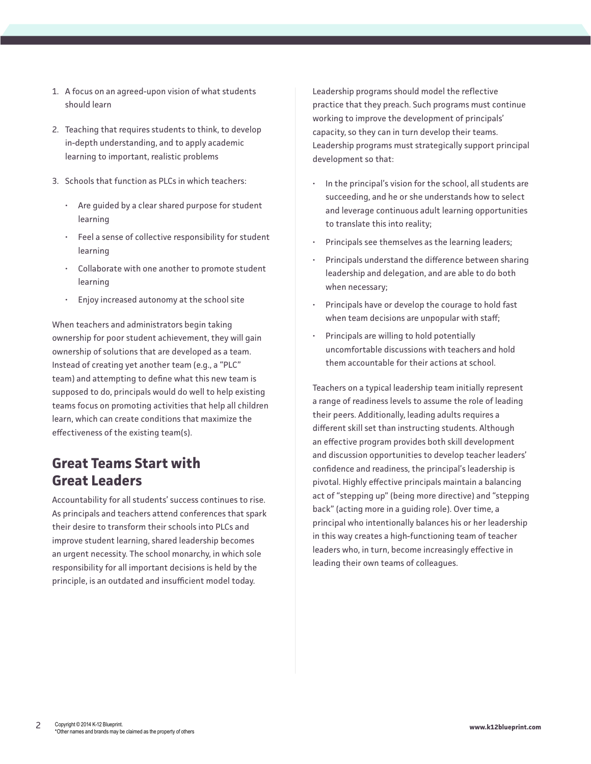1. A focus on an agreed-upon vision of what students should learn

2. Teaching that requires students to think, to develop in-depth understanding, and to apply academic learning to important, realistic problems

3. Schools that function as PLCs in which teachers:

   - Are guided by a clear shared purpose for student learning
   - Feel a sense of collective responsibility for student learning
   - Collaborate with one another to promote student learning
   - Enjoy increased autonomy at the school site

When teachers and administrators begin taking ownership for poor student achievement, they will gain ownership of solutions that are developed as a team. Instead of creating yet another team (e.g., a "PLC" team) and attempting to define what this new team is supposed to do, principals would do well to help existing teams focus on promoting activities that help all children learn, which can create conditions that maximize the effectiveness of the existing team(s).

## Great Teams Start with Great Leaders

Accountability for all students' success continues to rise. As principals and teachers attend conferences that spark their desire to transform their schools into PLCs and improve student learning, shared leadership becomes an urgent necessity. The school monarchy, in which sole responsibility for all important decisions is held by the principle, is an outdated and insufficient model today.

Leadership programs should model the reflective practice that they preach. Such programs must continue working to improve the development of principals' capacity, so they can in turn develop their teams. Leadership programs must strategically support principal development so that:

- In the principal's vision for the school, all students are succeeding, and he or she understands how to select and leverage continuous adult learning opportunities to translate this into reality;
- Principals see themselves as the learning leaders;
- Principals understand the difference between sharing leadership and delegation, and are able to do both when necessary;
- Principals have or develop the courage to hold fast when team decisions are unpopular with staff;
- Principals are willing to hold potentially uncomfortable discussions with teachers and hold them accountable for their actions at school.

Teachers on a typical leadership team initially represent a range of readiness levels to assume the role of leading their peers. Additionally, leading adults requires a different skill set than instructing students. Although an effective program provides both skill development and discussion opportunities to develop teacher leaders' confidence and readiness, the principal's leadership is pivotal. Highly effective principals maintain a balancing act of "stepping up" (being more directive) and "stepping back" (acting more in a guiding role). Over time, a principal who intentionally balances his or her leadership in this way creates a high-functioning team of teacher leaders who, in turn, become increasingly effective in leading their own teams of colleagues.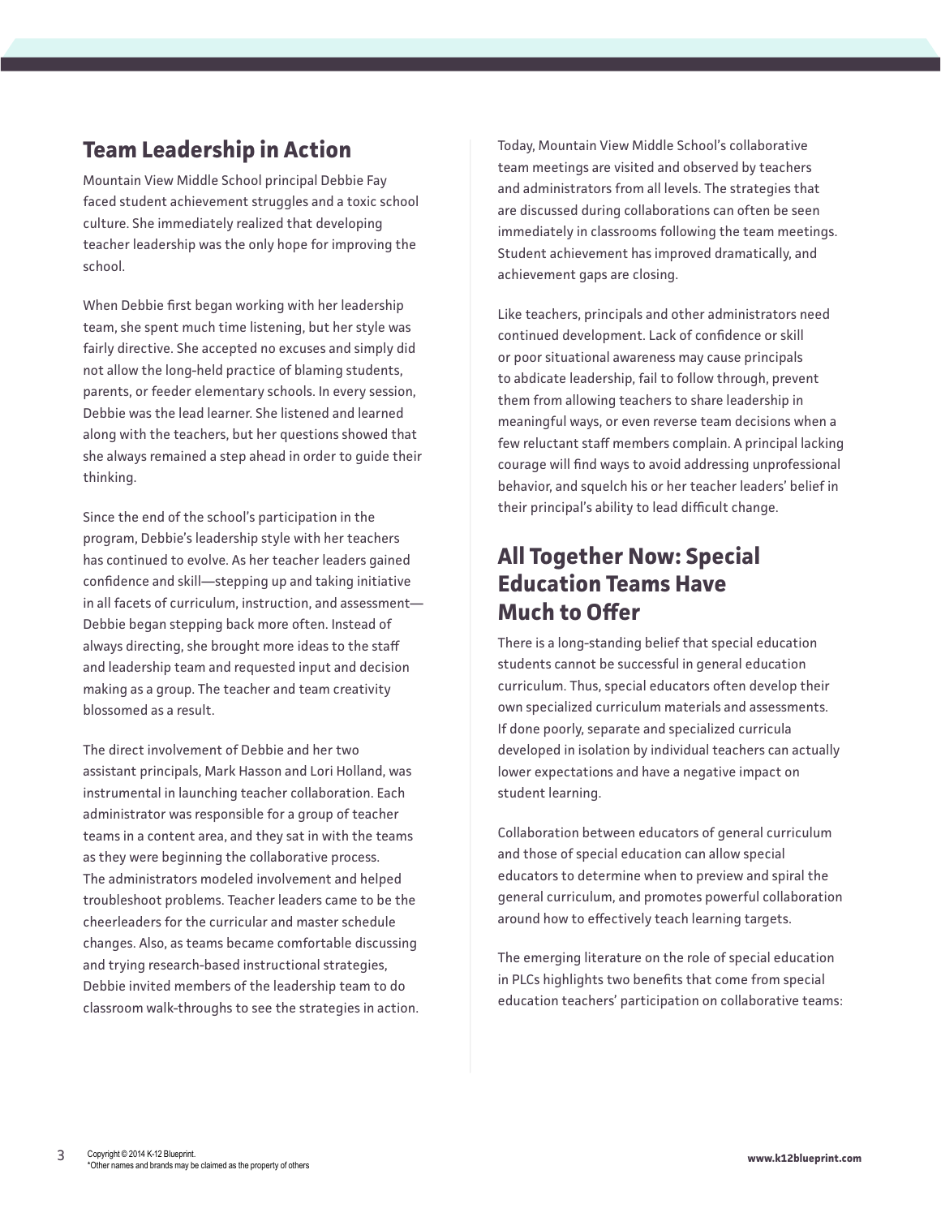## Team Leadership in Action

Mountain View Middle School principal Debbie Fay faced student achievement struggles and a toxic school culture. She immediately realized that developing teacher leadership was the only hope for improving the school.

When Debbie first began working with her leadership team, she spent much time listening, but her style was fairly directive. She accepted no excuses and simply did not allow the long-held practice of blaming students, parents, or feeder elementary schools. In every session, Debbie was the lead learner. She listened and learned along with the teachers, but her questions showed that she always remained a step ahead in order to guide their thinking.

Since the end of the school's participation in the program, Debbie's leadership style with her teachers has continued to evolve. As her teacher leaders gained confidence and skill—stepping up and taking initiative in all facets of curriculum, instruction, and assessment—Debbie began stepping back more often. Instead of always directing, she brought more ideas to the staff and leadership team and requested input and decision making as a group. The teacher and team creativity blossomed as a result.

The direct involvement of Debbie and her two assistant principals, Mark Hasson and Lori Holland, was instrumental in launching teacher collaboration. Each administrator was responsible for a group of teacher teams in a content area, and they sat in with the teams as they were beginning the collaborative process. The administrators modeled involvement and helped troubleshoot problems. Teacher leaders came to be the cheerleaders for the curricular and master schedule changes. Also, as teams became comfortable discussing and trying research-based instructional strategies, Debbie invited members of the leadership team to do classroom walk-throughs to see the strategies in action.

Today, Mountain View Middle School's collaborative team meetings are visited and observed by teachers and administrators from all levels. The strategies that are discussed during collaborations can often be seen immediately in classrooms following the team meetings. Student achievement has improved dramatically, and achievement gaps are closing.

Like teachers, principals and other administrators need continued development. Lack of confidence or skill or poor situational awareness may cause principals to abdicate leadership, fail to follow through, prevent them from allowing teachers to share leadership in meaningful ways, or even reverse team decisions when a few reluctant staff members complain. A principal lacking courage will find ways to avoid addressing unprofessional behavior, and squelch his or her teacher leaders' belief in their principal's ability to lead difficult change.

## All Together Now: Special Education Teams Have Much to Offer

There is a long-standing belief that special education students cannot be successful in general education curriculum. Thus, special educators often develop their own specialized curriculum materials and assessments. If done poorly, separate and specialized curricula developed in isolation by individual teachers can actually lower expectations and have a negative impact on student learning.

Collaboration between educators of general curriculum and those of special education can allow special educators to determine when to preview and spiral the general curriculum, and promotes powerful collaboration around how to effectively teach learning targets.

The emerging literature on the role of special education in PLCs highlights two benefits that come from special education teachers' participation on collaborative teams: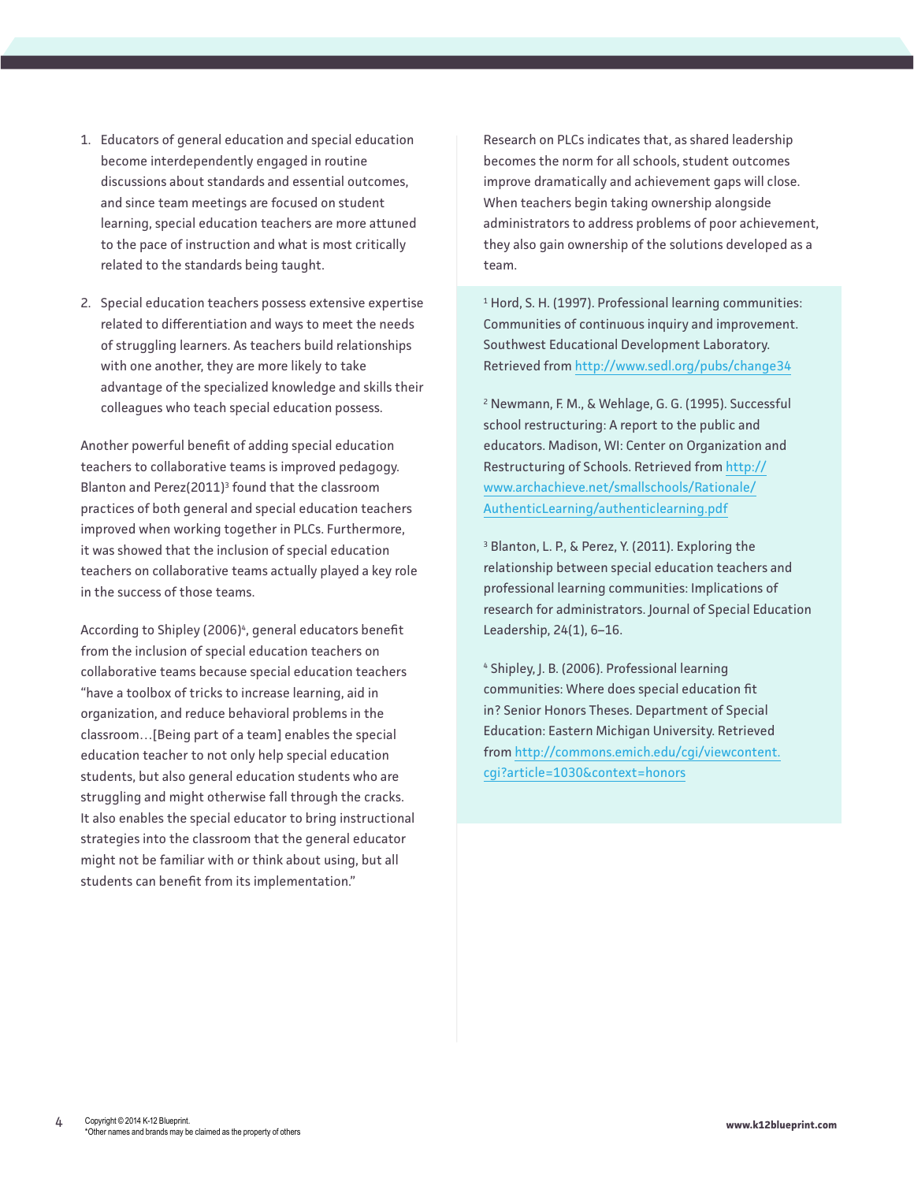1. Educators of general education and special education become interdependently engaged in routine discussions about standards and essential outcomes, and since team meetings are focused on student learning, special education teachers are more attuned to the pace of instruction and what is most critically related to the standards being taught.

2. Special education teachers possess extensive expertise related to differentiation and ways to meet the needs of struggling learners. As teachers build relationships with one another, they are more likely to take advantage of the specialized knowledge and skills their colleagues who teach special education possess.

Another powerful benefit of adding special education teachers to collaborative teams is improved pedagogy. Blanton and Perez(2011)[3] found that the classroom practices of both general and special education teachers improved when working together in PLCs. Furthermore, it was showed that the inclusion of special education teachers on collaborative teams actually played a key role in the success of those teams.

According to Shipley (2006)[4], general educators benefit from the inclusion of special education teachers on collaborative teams because special education teachers "have a toolbox of tricks to increase learning, aid in organization, and reduce behavioral problems in the classroom…[Being part of a team] enables the special education teacher to not only help special education students, but also general education students who are struggling and might otherwise fall through the cracks. It also enables the special educator to bring instructional strategies into the classroom that the general educator might not be familiar with or think about using, but all students can benefit from its implementation."

Research on PLCs indicates that, as shared leadership becomes the norm for all schools, student outcomes improve dramatically and achievement gaps will close. When teachers begin taking ownership alongside administrators to address problems of poor achievement, they also gain ownership of the solutions developed as a team.

[1] Hord, S. H. (1997). Professional learning communities: Communities of continuous inquiry and improvement. Southwest Educational Development Laboratory. Retrieved from http://www.sedl.org/pubs/change34

[2] Newmann, F. M., & Wehlage, G. G. (1995). Successful school restructuring: A report to the public and educators. Madison, WI: Center on Organization and Restructuring of Schools. Retrieved from http://www.archachieve.net/smallschools/Rationale/AuthenticLearning/authenticlearning.pdf

[3] Blanton, L. P., & Perez, Y. (2011). Exploring the relationship between special education teachers and professional learning communities: Implications of research for administrators. Journal of Special Education Leadership, 24(1), 6–16.

[4] Shipley, J. B. (2006). Professional learning communities: Where does special education fit in? Senior Honors Theses. Department of Special Education: Eastern Michigan University. Retrieved from http://commons.emich.edu/cgi/viewcontent.cgi?article=1030&context=honors

Copyright © 2014 K-12 Blueprint.
*Other names and brands may be claimed as the property of others

www.k12blueprint.com